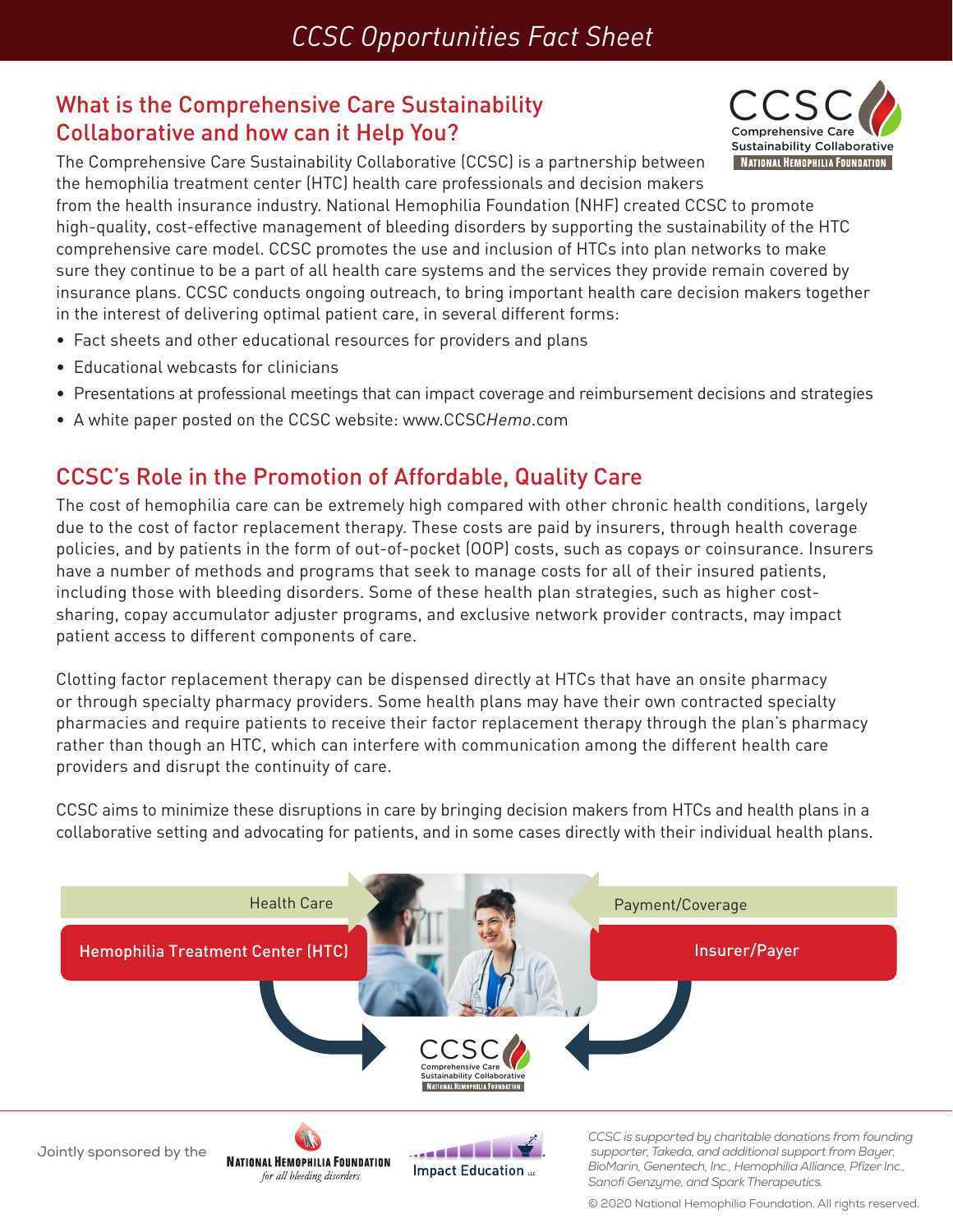# CCSC Opportunities Fact Sheet

## What is the Comprehensive Care Sustainability Collaborative and how can it Help You?

The Comprehensive Care Sustainability Collaborative (CCSC) is a partnership between the hemophilia treatment center (HTC) health care professionals and decision makers from the health insurance industry. National Hemophilia Foundation (NHF) created CCSC to promote high-quality, cost-effective management of bleeding disorders by supporting the sustainability of the HTC comprehensive care model. CCSC promotes the use and inclusion of HTCs into plan networks to make sure they continue to be a part of all health care systems and the services they provide remain covered by insurance plans. CCSC conducts ongoing outreach, to bring important health care decision makers together in the interest of delivering optimal patient care, in several different forms:

- Fact sheets and other educational resources for providers and plans
- Educational webcasts for clinicians
- Presentations at professional meetings that can impact coverage and reimbursement decisions and strategies
- A white paper posted on the CCSC website: www.CCSC*Hemo*.com

## CCSC's Role in the Promotion of Affordable, Quality Care

The cost of hemophilia care can be extremely high compared with other chronic health conditions, largely due to the cost of factor replacement therapy. These costs are paid by insurers, through health coverage policies, and by patients in the form of out-of-pocket (OOP) costs, such as copays or coinsurance. Insurers have a number of methods and programs that seek to manage costs for all of their insured patients, including those with bleeding disorders. Some of these health plan strategies, such as higher cost-sharing, copay accumulator adjuster programs, and exclusive network provider contracts, may impact patient access to different components of care.

Clotting factor replacement therapy can be dispensed directly at HTCs that have an onsite pharmacy or through specialty pharmacy providers. Some health plans may have their own contracted specialty pharmacies and require patients to receive their factor replacement therapy through the plan's pharmacy rather than though an HTC, which can interfere with communication among the different health care providers and disrupt the continuity of care.

CCSC aims to minimize these disruptions in care by bringing decision makers from HTCs and health plans in a collaborative setting and advocating for patients, and in some cases directly with their individual health plans.

Health Care — Hemophilia Treatment Center (HTC) → CCSC ← Insurer/Payer — Payment/Coverage

Jointly sponsored by the National Hemophilia Foundation *for all bleeding disorders* and Impact Education LLC

*CCSC is supported by charitable donations from founding supporter, Takeda, and additional support from Bayer, BioMarin, Genentech, Inc., Hemophilia Alliance, Pfizer Inc., Sanofi Genzyme, and Spark Therapeutics.*

© 2020 National Hemophilia Foundation. All rights reserved.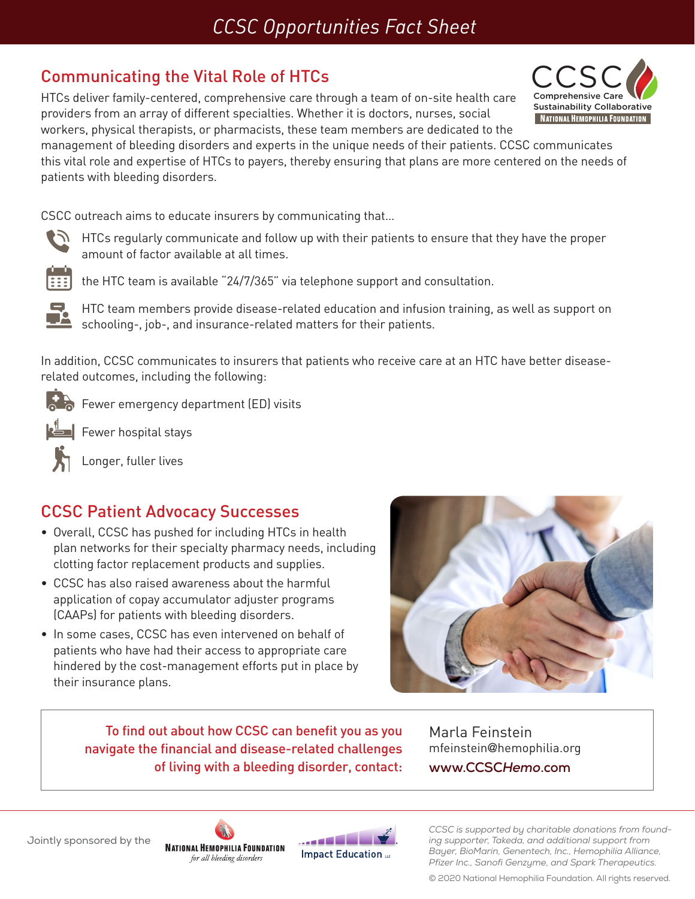# CCSC Opportunities Fact Sheet

## Communicating the Vital Role of HTCs

CCSC
Comprehensive Care
Sustainability Collaborative
NATIONAL HEMOPHILIA FOUNDATION

HTCs deliver family-centered, comprehensive care through a team of on-site health care providers from an array of different specialties. Whether it is doctors, nurses, social workers, physical therapists, or pharmacists, these team members are dedicated to the management of bleeding disorders and experts in the unique needs of their patients. CCSC communicates this vital role and expertise of HTCs to payers, thereby ensuring that plans are more centered on the needs of patients with bleeding disorders.

CSCC outreach aims to educate insurers by communicating that...

- HTCs regularly communicate and follow up with their patients to ensure that they have the proper amount of factor available at all times.
- the HTC team is available "24/7/365" via telephone support and consultation.
- HTC team members provide disease-related education and infusion training, as well as support on schooling-, job-, and insurance-related matters for their patients.

In addition, CCSC communicates to insurers that patients who receive care at an HTC have better disease-related outcomes, including the following:

- Fewer emergency department (ED) visits
- Fewer hospital stays
- Longer, fuller lives

## CCSC Patient Advocacy Successes

- Overall, CCSC has pushed for including HTCs in health plan networks for their specialty pharmacy needs, including clotting factor replacement products and supplies.
- CCSC has also raised awareness about the harmful application of copay accumulator adjuster programs (CAAPs) for patients with bleeding disorders.
- In some cases, CCSC has even intervened on behalf of patients who have had their access to appropriate care hindered by the cost-management efforts put in place by their insurance plans.

**To find out about how CCSC can benefit you as you navigate the financial and disease-related challenges of living with a bleeding disorder, contact:**

Marla Feinstein
mfeinstein@hemophilia.org
**www.CCSC*Hemo*.com**

Jointly sponsored by the NATIONAL HEMOPHILIA FOUNDATION *for all bleeding disorders* and Impact Education LLC

*CCSC is supported by charitable donations from founding supporter, Takeda, and additional support from Bayer, BioMarin, Genentech, Inc., Hemophilia Alliance, Pfizer Inc., Sanofi Genzyme, and Spark Therapeutics.*

© 2020 National Hemophilia Foundation. All rights reserved.